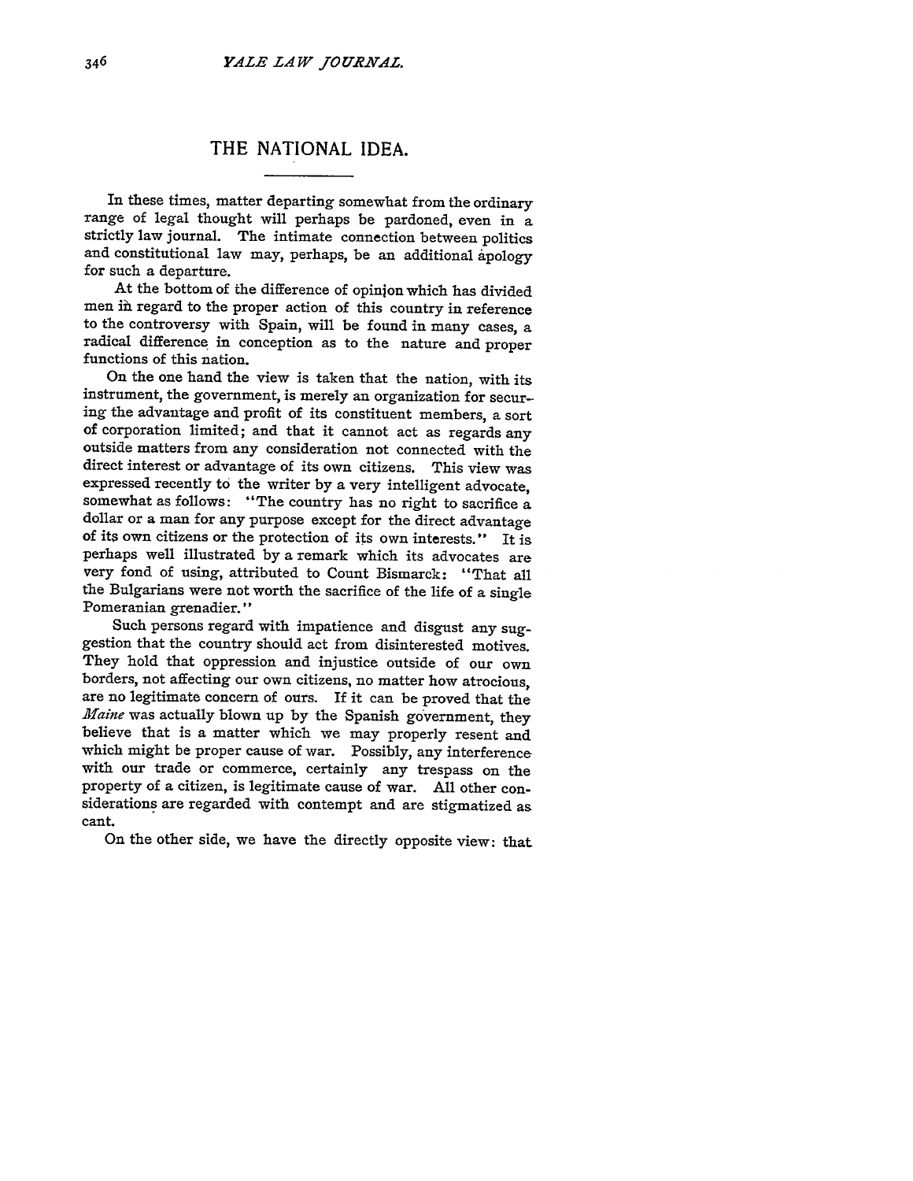# THE NATIONAL IDEA.

In these times, matter departing somewhat from the ordinary range of legal thought will perhaps be pardoned, even in a strictly law journal. The intimate connection between politics and constitutional law may, perhaps, be an additional apology for such a departure.

At the bottom of the difference of opinion which has divided men in regard to the proper action of this country in reference to the controversy with Spain, will be found in many cases, a radical difference in conception as to the nature and proper functions of this nation.

On the one hand the view is taken that the nation, with its instrument, the government, is merely an organization for securing the advantage and profit of its constituent members, a sort of corporation limited; and that it cannot act as regards any outside matters from any consideration not connected with the direct interest or advantage of its own citizens. This view was expressed recently to the writer by a very intelligent advocate, somewhat as follows: "The country has no right to sacrifice a dollar or a man for any purpose except for the direct advantage of its own citizens or the protection of its own interests." It is perhaps well illustrated by a remark which its advocates are very fond of using, attributed to Count Bismarck: "That all the Bulgarians were not worth the sacrifice of the life of a single Pomeranian grenadier."

Such persons regard with impatience and disgust any suggestion that the country should act from disinterested motives. They hold that oppression and injustice outside of our own borders, not affecting our own citizens, no matter how atrocious, are no legitimate concern of ours. If it can be proved that the *Maine* was actually blown up by the Spanish government, they believe that is a matter which we may properly resent and which might be proper cause of war. Possibly, any interference with our trade or commerce, certainly any trespass on the property of a citizen, is legitimate cause of war. All other considerations are regarded with contempt and are stigmatized as cant.

On the other side, we have the directly opposite view: that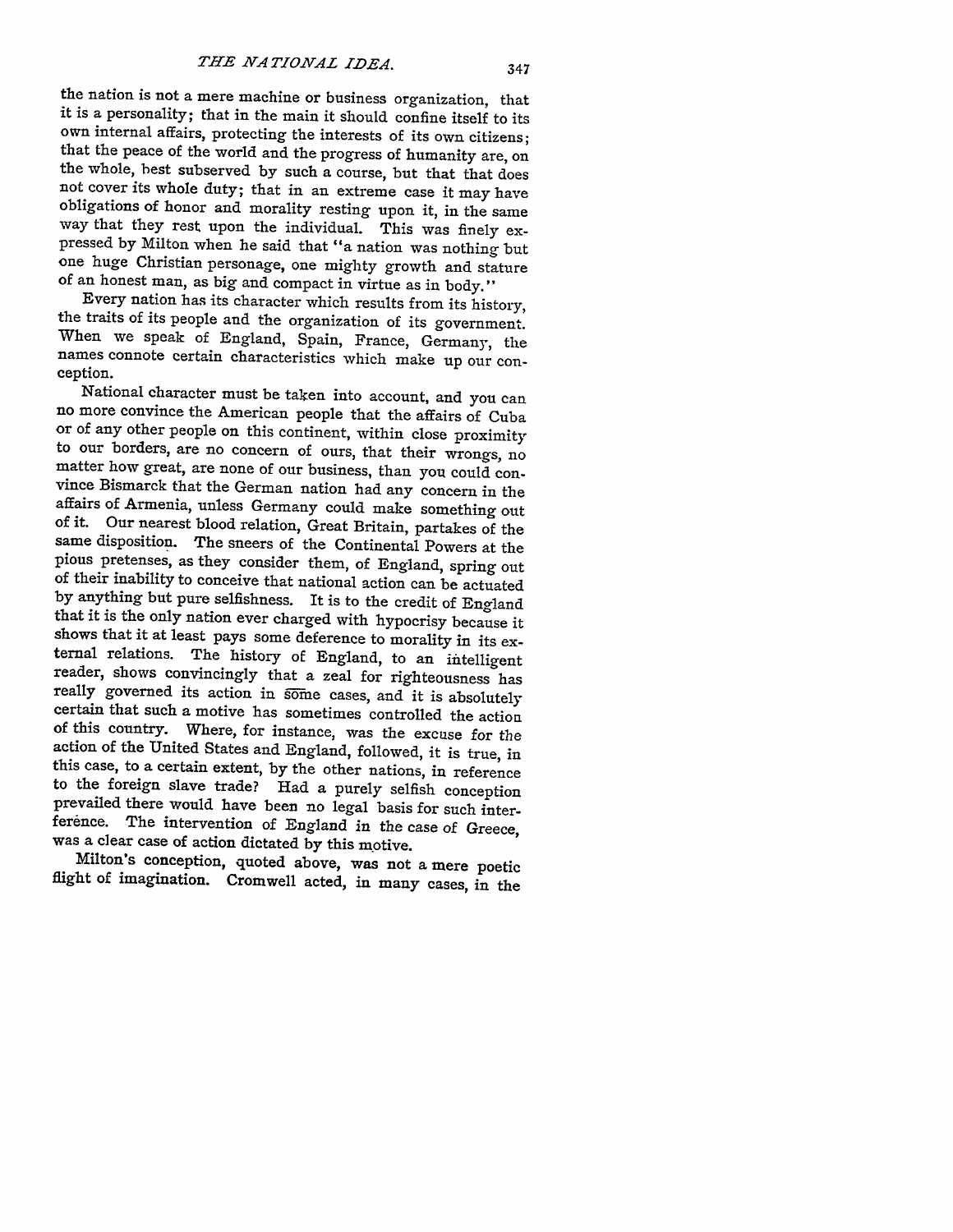the nation is not a mere machine or business organization, that it is a personality; that in the main it should confine itself to its own internal affairs, protecting the interests of its own citizens; that the peace of the world and the progress of humanity are, on the whole, best subserved by such a course, but that that does not cover its whole duty; that in an extreme case it may have obligations of honor and morality resting upon it, in the same way that they rest upon the individual. This was finely expressed by Milton when he said that "a nation was nothing but one huge Christian personage, one mighty growth and stature of an honest man, as big and compact in virtue as in body."

Every nation has its character which results from its history, the traits of its people and the organization of its government. When we speak of England, Spain, France, Germany, the names connote certain characteristics which make up our conception.

National character must be taken into account, and you can no more convince the American people that the affairs of Cuba or of any other people on this continent, within close proximity to our borders, are no concern of ours, that their wrongs, no matter how great, are none of our business, than you could convince Bismarck that the German nation had any concern in the affairs of Armenia, unless Germany could make something out of it. Our nearest blood relation, Great Britain, partakes of the same disposition. The sneers of the Continental Powers at the pious pretenses, as they consider them, of England, spring out of their inability to conceive that national action can be actuated by anything but pure selfishness. It is to the credit of England that it is the only nation ever charged with hypocrisy because it shows that it at least pays some deference to morality in its external relations. The history of England, to an intelligent reader, shows convincingly that a zeal for righteousness has really governed its action in some cases, and it is absolutely certain that such a motive has sometimes controlled the action of this country. Where, for instance, was the excuse for the action of the United States and England, followed, it is true, in this case, to a certain extent, by the other nations, in reference to the foreign slave trade? Had a purely selfish conception prevailed there would have been no legal basis for such interference. The intervention of England in the case of Greece, was a clear case of action dictated by this motive.

Milton's conception, quoted above, was not a mere poetic flight of imagination. Cromwell acted, in many cases, in the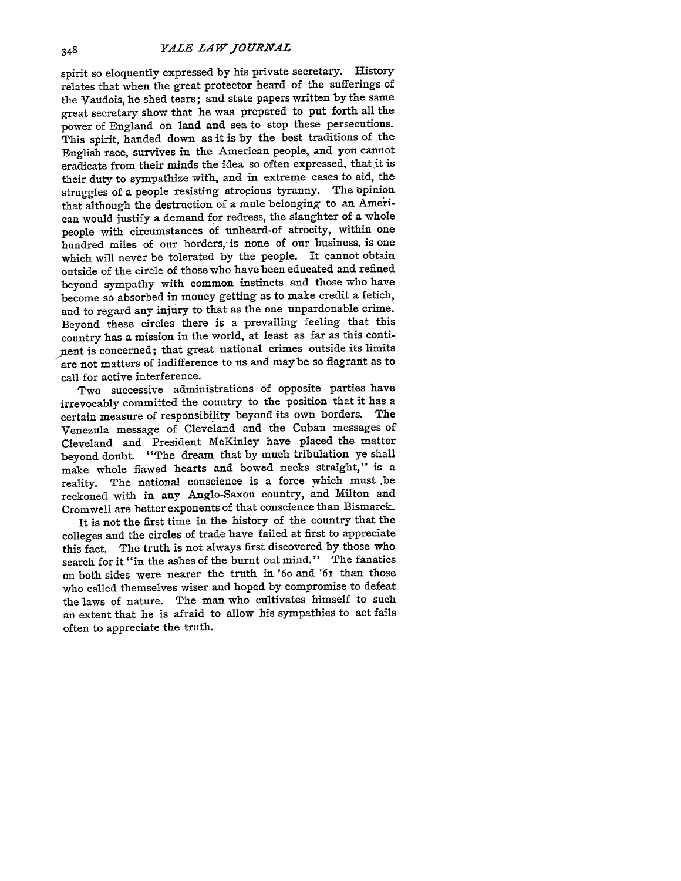spirit so eloquently expressed by his private secretary. History relates that when the great protector heard of the sufferings of the Vaudois, he shed tears; and state papers written by the same great secretary show that he was prepared to put forth all the power of England on land and sea to stop these persecutions. This spirit, handed down as it is by the best traditions of the English race, survives in the American people, and you cannot eradicate from their minds the idea so often expressed, that it is their duty to sympathize with, and in extreme cases to aid, the struggles of a people resisting atrocious tyranny. The opinion that although the destruction of a mule belonging to an American would justify a demand for redress, the slaughter of a whole people with circumstances of unheard-of atrocity, within one hundred miles of our borders, is none of our business, is one which will never be tolerated by the people. It cannot obtain outside of the circle of those who have been educated and refined beyond sympathy with common instincts and those who have become so absorbed in money getting as to make credit a fetich, and to regard any injury to that as the one unpardonable crime. Beyond these circles there is a prevailing feeling that this country has a mission in the world, at least as far as this continent is concerned; that great national crimes outside its limits are not matters of indifference to us and may be so flagrant as to call for active interference.

Two successive administrations of opposite parties have irrevocably committed the country to the position that it has a certain measure of responsibility beyond its own borders. The Venezula message of Cleveland and the Cuban messages of Cleveland and President McKinley have placed the matter beyond doubt. "The dream that by much tribulation ye shall make whole flawed hearts and bowed necks straight," is a reality. The national conscience is a force which must be reckoned with in any Anglo-Saxon country, and Milton and Cromwell are better exponents of that conscience than Bismarck.

It is not the first time in the history of the country that the colleges and the circles of trade have failed at first to appreciate this fact. The truth is not always first discovered by those who search for it "in the ashes of the burnt out mind." The fanatics on both sides were nearer the truth in '60 and '61 than those who called themselves wiser and hoped by compromise to defeat the laws of nature. The man who cultivates himself to such an extent that he is afraid to allow his sympathies to act fails often to appreciate the truth.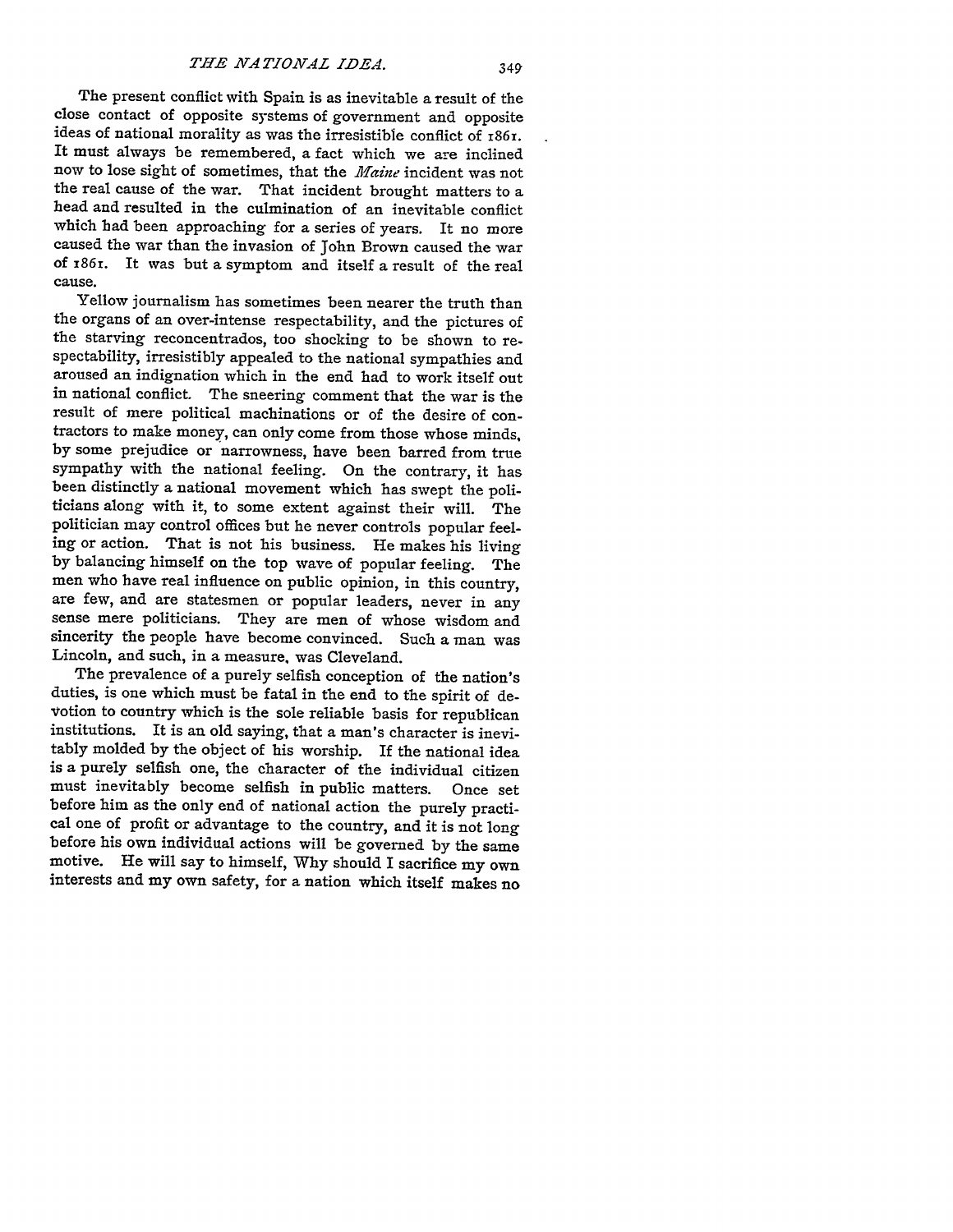The present conflict with Spain is as inevitable a result of the close contact of opposite systems of government and opposite ideas of national morality as was the irresistible conflict of 1861. It must always be remembered, a fact which we are inclined now to lose sight of sometimes, that the *Maine* incident was not the real cause of the war. That incident brought matters to a head and resulted in the culmination of an inevitable conflict which had been approaching for a series of years. It no more caused the war than the invasion of John Brown caused the war of 1861. It was but a symptom and itself a result of the real cause.

Yellow journalism has sometimes been nearer the truth than the organs of an over-intense respectability, and the pictures of the starving reconcentrados, too shocking to be shown to respectability, irresistibly appealed to the national sympathies and aroused an indignation which in the end had to work itself out in national conflict. The sneering comment that the war is the result of mere political machinations or of the desire of contractors to make money, can only come from those whose minds, by some prejudice or narrowness, have been barred from true sympathy with the national feeling. On the contrary, it has been distinctly a national movement which has swept the politicians along with it, to some extent against their will. The politician may control offices but he never controls popular feeling or action. That is not his business. He makes his living by balancing himself on the top wave of popular feeling. The men who have real influence on public opinion, in this country, are few, and are statesmen or popular leaders, never in any sense mere politicians. They are men of whose wisdom and sincerity the people have become convinced. Such a man was Lincoln, and such, in a measure, was Cleveland.

The prevalence of a purely selfish conception of the nation's duties, is one which must be fatal in the end to the spirit of devotion to country which is the sole reliable basis for republican institutions. It is an old saying, that a man's character is inevitably molded by the object of his worship. If the national idea is a purely selfish one, the character of the individual citizen must inevitably become selfish in public matters. Once set before him as the only end of national action the purely practical one of profit or advantage to the country, and it is not long before his own individual actions will be governed by the same motive. He will say to himself, Why should I sacrifice my own interests and my own safety, for a nation which itself makes no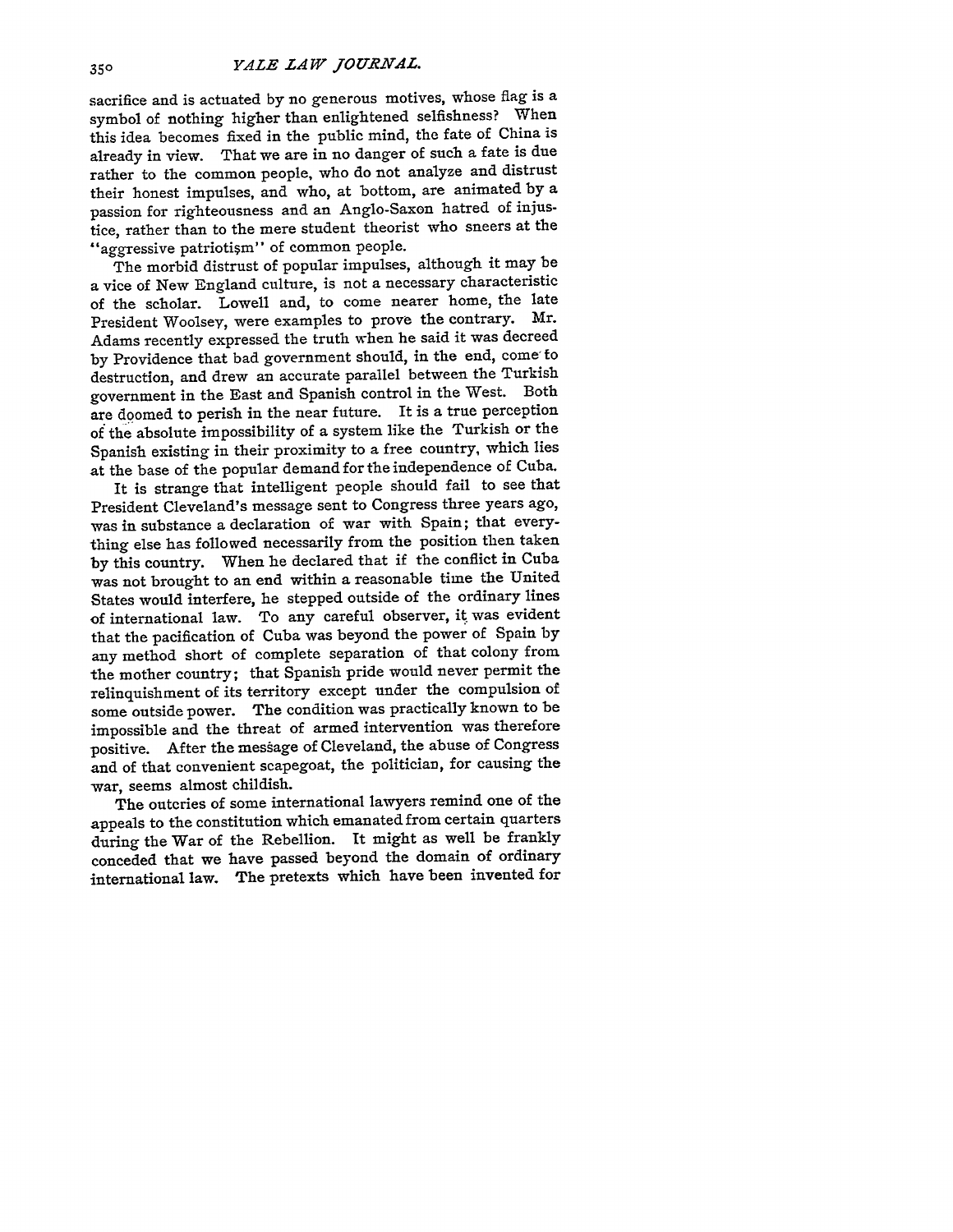sacrifice and is actuated by no generous motives, whose flag is a symbol of nothing higher than enlightened selfishness? When this idea becomes fixed in the public mind, the fate of China is already in view. That we are in no danger of such a fate is due rather to the common people, who do not analyze and distrust their honest impulses, and who, at bottom, are animated by a passion for righteousness and an Anglo-Saxon hatred of injustice, rather than to the mere student theorist who sneers at the "aggressive patriotism" of common people.

The morbid distrust of popular impulses, although it may be a vice of New England culture, is not a necessary characteristic of the scholar. Lowell and, to come nearer home, the late President Woolsey, were examples to prove the contrary. Mr. Adams recently expressed the truth when he said it was decreed by Providence that bad government should, in the end, come to destruction, and drew an accurate parallel between the Turkish government in the East and Spanish control in the West. Both are doomed to perish in the near future. It is a true perception of the absolute impossibility of a system like the Turkish or the Spanish existing in their proximity to a free country, which lies at the base of the popular demand for the independence of Cuba.

It is strange that intelligent people should fail to see that President Cleveland's message sent to Congress three years ago, was in substance a declaration of war with Spain; that everything else has followed necessarily from the position then taken by this country. When he declared that if the conflict in Cuba was not brought to an end within a reasonable time the United States would interfere, he stepped outside of the ordinary lines of international law. To any careful observer, it was evident that the pacification of Cuba was beyond the power of Spain by any method short of complete separation of that colony from the mother country; that Spanish pride would never permit the relinquishment of its territory except under the compulsion of some outside power. The condition was practically known to be impossible and the threat of armed intervention was therefore positive. After the message of Cleveland, the abuse of Congress and of that convenient scapegoat, the politician, for causing the war, seems almost childish.

The outcries of some international lawyers remind one of the appeals to the constitution which emanated from certain quarters during the War of the Rebellion. It might as well be frankly conceded that we have passed beyond the domain of ordinary international law. The pretexts which have been invented for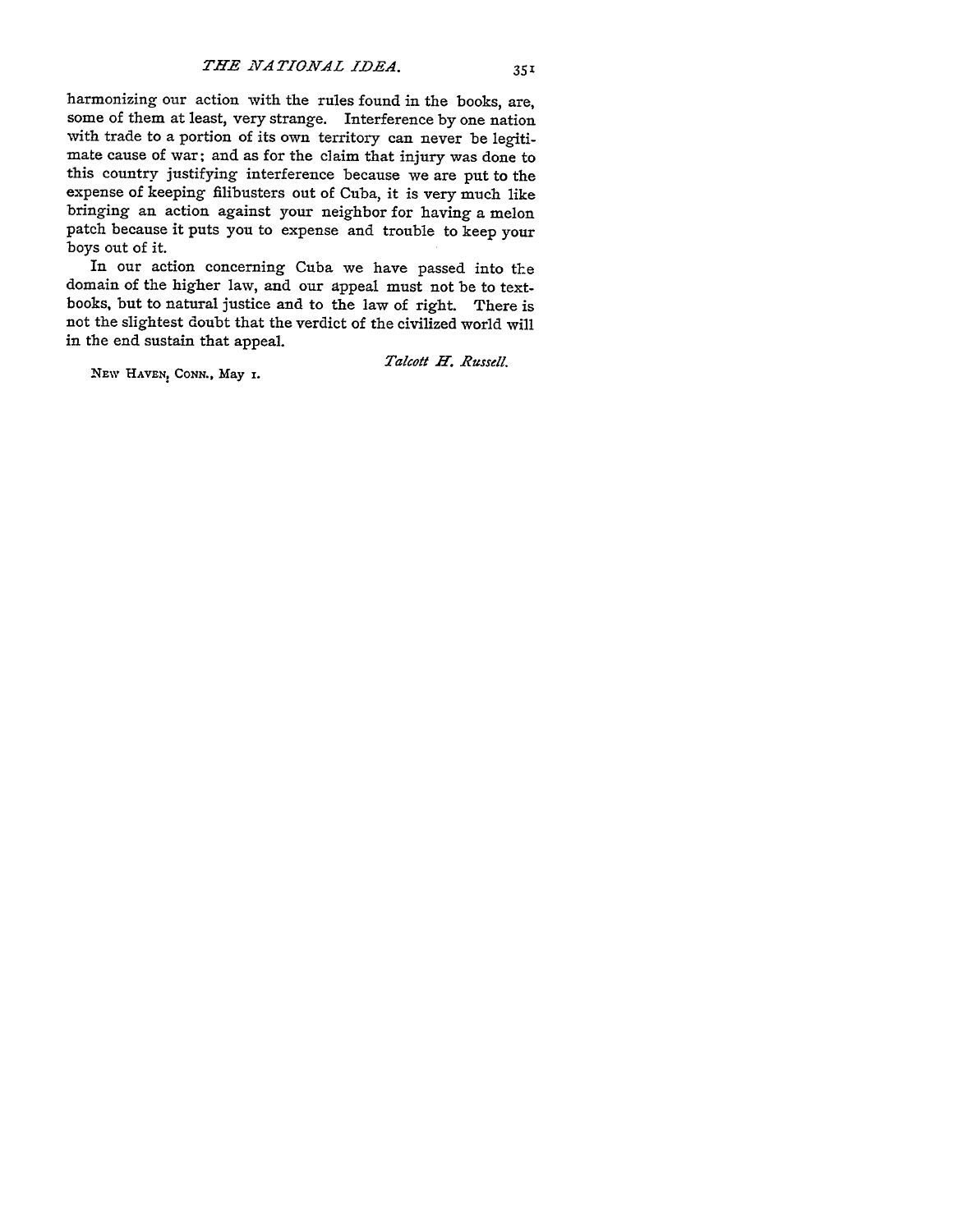harmonizing our action with the rules found in the books, are, some of them at least, very strange. Interference by one nation with trade to a portion of its own territory can never be legitimate cause of war; and as for the claim that injury was done to this country justifying interference because we are put to the expense of keeping filibusters out of Cuba, it is very much like bringing an action against your neighbor for having a melon patch because it puts you to expense and trouble to keep your boys out of it.

In our action concerning Cuba we have passed into the domain of the higher law, and our appeal must not be to textbooks, but to natural justice and to the law of right. There is not the slightest doubt that the verdict of the civilized world will in the end sustain that appeal.

*Talcott H. Russell.*

NEW HAVEN, CONN., May 1.